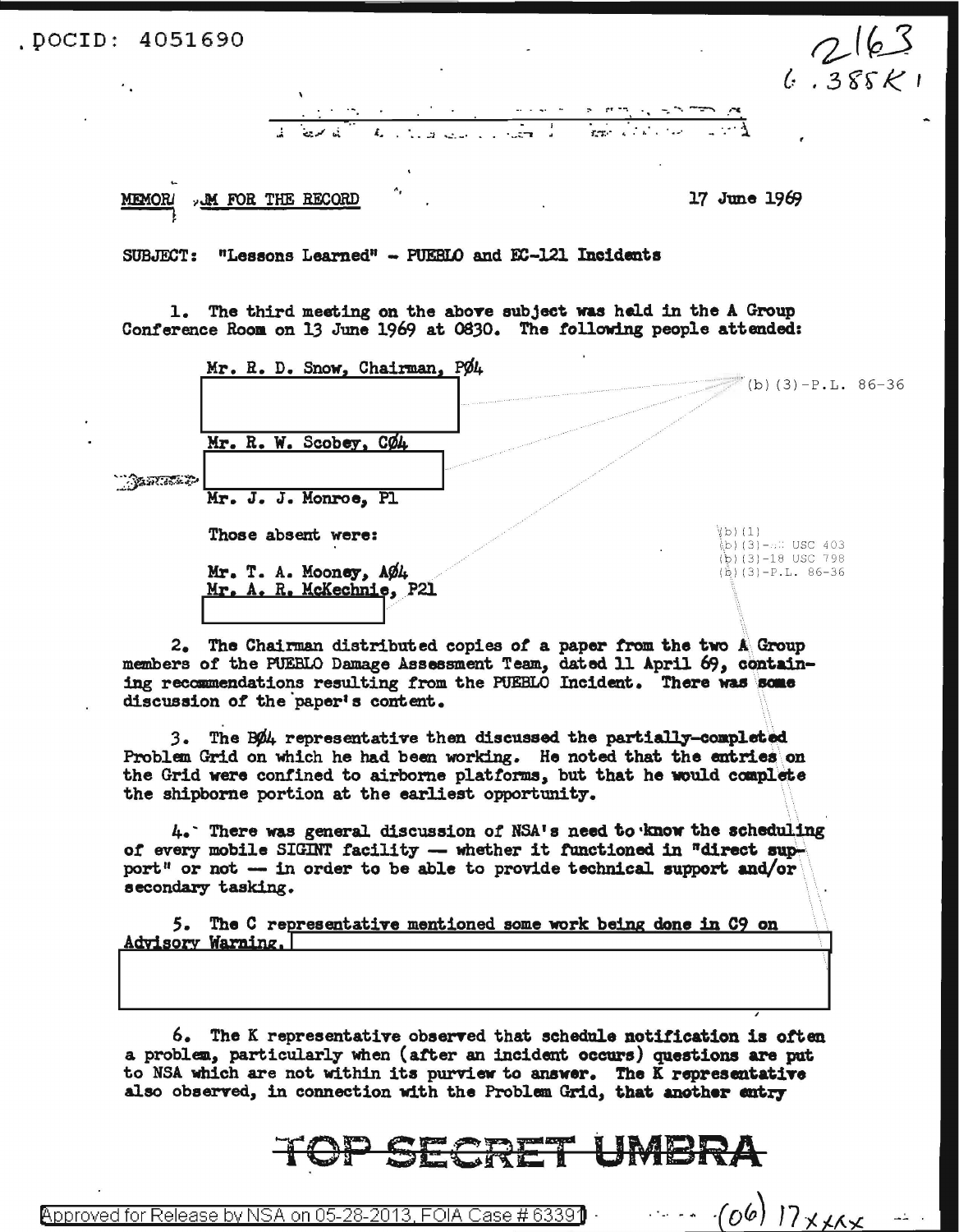DOCID: 4051690

2163
6.385K1

MEMORANDUM FOR THE RECORD

17 June 1969

SUBJECT: "Lessons Learned" - PUEBLO and EC-121 Incidents

1. The third meeting on the above subject was held in the A Group Conference Room on 13 June 1969 at 0830. The following people attended:

Mr. R. D. Snow, Chairman, PØ4

[REDACTED]

Mr. R. W. Scobey, CØ4

[REDACTED]

Mr. J. J. Monroe, P1

Those absent were:

Mr. T. A. Mooney, AØ4
Mr. A. R. McKechnie, P21

[REDACTED]

(b)(3)-P.L. 86-36

(b)(1)
(b)(3)-50 USC 403
(b)(3)-18 USC 798
(b)(3)-P.L. 86-36

2. The Chairman distributed copies of a paper from the two A Group members of the PUEBLO Damage Assessment Team, dated 11 April 69, containing recommendations resulting from the PUEBLO Incident. There was some discussion of the paper's content.

3. The BØ4 representative then discussed the partially-completed Problem Grid on which he had been working. He noted that the entries on the Grid were confined to airborne platforms, but that he would complete the shipborne portion at the earliest opportunity.

4. There was general discussion of NSA's need to know the scheduling of every mobile SIGINT facility — whether it functioned in "direct support" or not — in order to be able to provide technical support and/or secondary tasking.

5. The C representative mentioned some work being done in C9 on Advisory Warning. [REDACTED]

6. The K representative observed that schedule notification is often a problem, particularly when (after an incident occurs) questions are put to NSA which are not within its purview to answer. The K representative also observed, in connection with the Problem Grid, that another entry

~~TOP SECRET UMBRA~~

Approved for Release by NSA on 05-28-2013, FOIA Case # 63391

(06) 17xxxx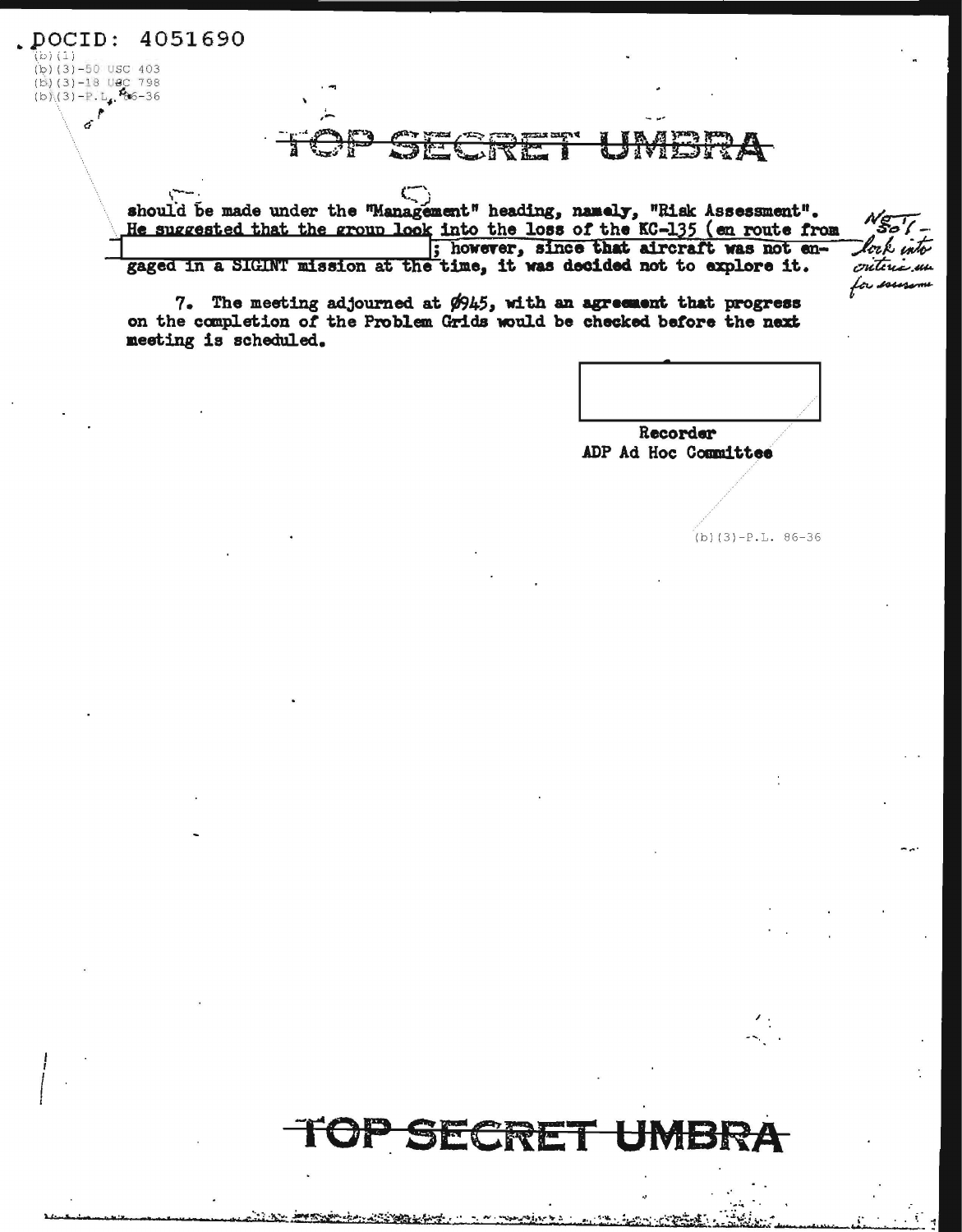DOCID: 4051690

(b)(1)
(b)(3)-50 USC 403
(b)(3)-18 USC 798
(b)(3)-P.L. 86-36

TOP SECRET UMBRA

should be made under the "Management" heading, namely, "Risk Assessment". He suggested that the group look into the loss of the KC-135 (en route from [REDACTED]; however, since that aircraft was not engaged in a SIGINT mission at the time, it was decided not to explore it.

*NSOC – look into criteria for assessment*

7. The meeting adjourned at 0945, with an agreement that progress on the completion of the Problem Grids would be checked before the next meeting is scheduled.

[REDACTED]

Recorder
ADP Ad Hoc Committee

(b)(3)-P.L. 86-36

TOP SECRET UMBRA